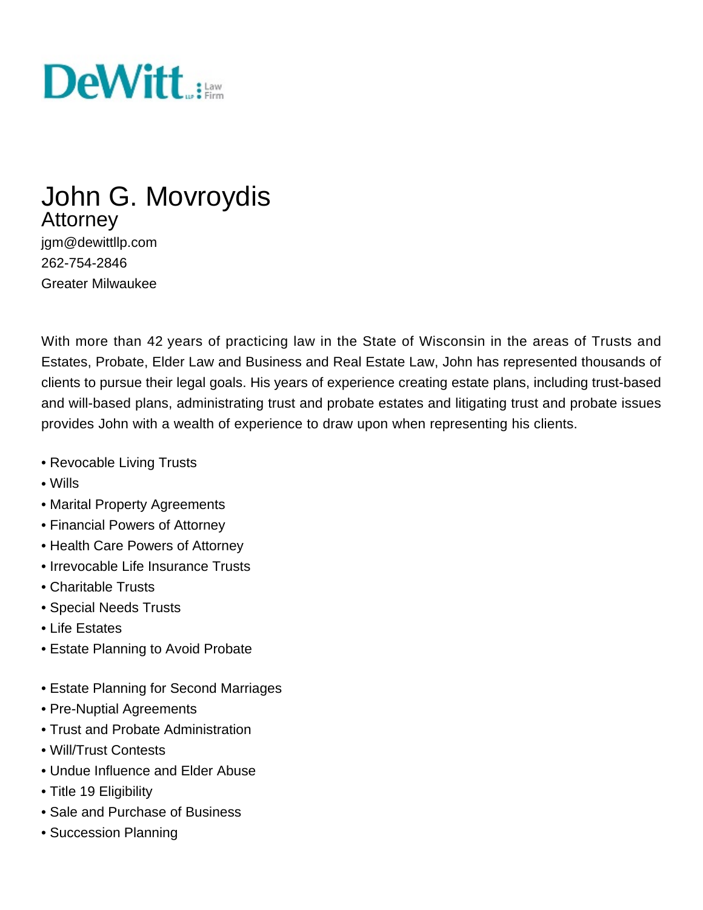DeWitt LLP Law Firm

# John G. Movroydis

## Attorney

jgm@dewittllp.com
262-754-2846
Greater Milwaukee

With more than 42 years of practicing law in the State of Wisconsin in the areas of Trusts and Estates, Probate, Elder Law and Business and Real Estate Law, John has represented thousands of clients to pursue their legal goals. His years of experience creating estate plans, including trust-based and will-based plans, administrating trust and probate estates and litigating trust and probate issues provides John with a wealth of experience to draw upon when representing his clients.

- Revocable Living Trusts
- Wills
- Marital Property Agreements
- Financial Powers of Attorney
- Health Care Powers of Attorney
- Irrevocable Life Insurance Trusts
- Charitable Trusts
- Special Needs Trusts
- Life Estates
- Estate Planning to Avoid Probate

- Estate Planning for Second Marriages
- Pre-Nuptial Agreements
- Trust and Probate Administration
- Will/Trust Contests
- Undue Influence and Elder Abuse
- Title 19 Eligibility
- Sale and Purchase of Business
- Succession Planning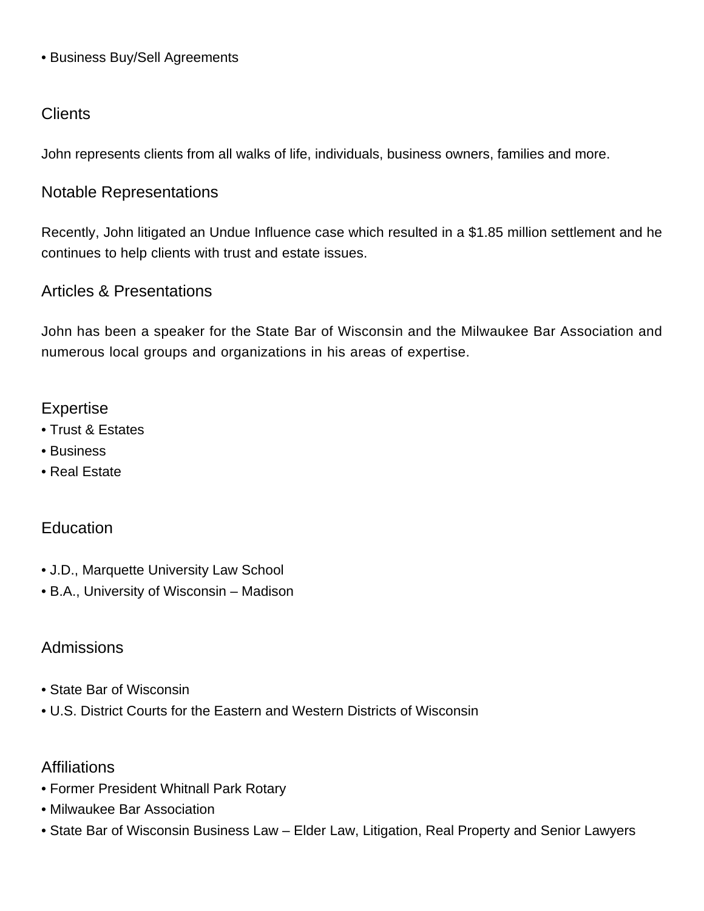- Business Buy/Sell Agreements

## Clients

John represents clients from all walks of life, individuals, business owners, families and more.

## Notable Representations

Recently, John litigated an Undue Influence case which resulted in a $1.85 million settlement and he continues to help clients with trust and estate issues.

## Articles & Presentations

John has been a speaker for the State Bar of Wisconsin and the Milwaukee Bar Association and numerous local groups and organizations in his areas of expertise.

## Expertise

- Trust & Estates
- Business
- Real Estate

## Education

- J.D., Marquette University Law School
- B.A., University of Wisconsin – Madison

## Admissions

- State Bar of Wisconsin
- U.S. District Courts for the Eastern and Western Districts of Wisconsin

## Affiliations

- Former President Whitnall Park Rotary
- Milwaukee Bar Association
- State Bar of Wisconsin Business Law – Elder Law, Litigation, Real Property and Senior Lawyers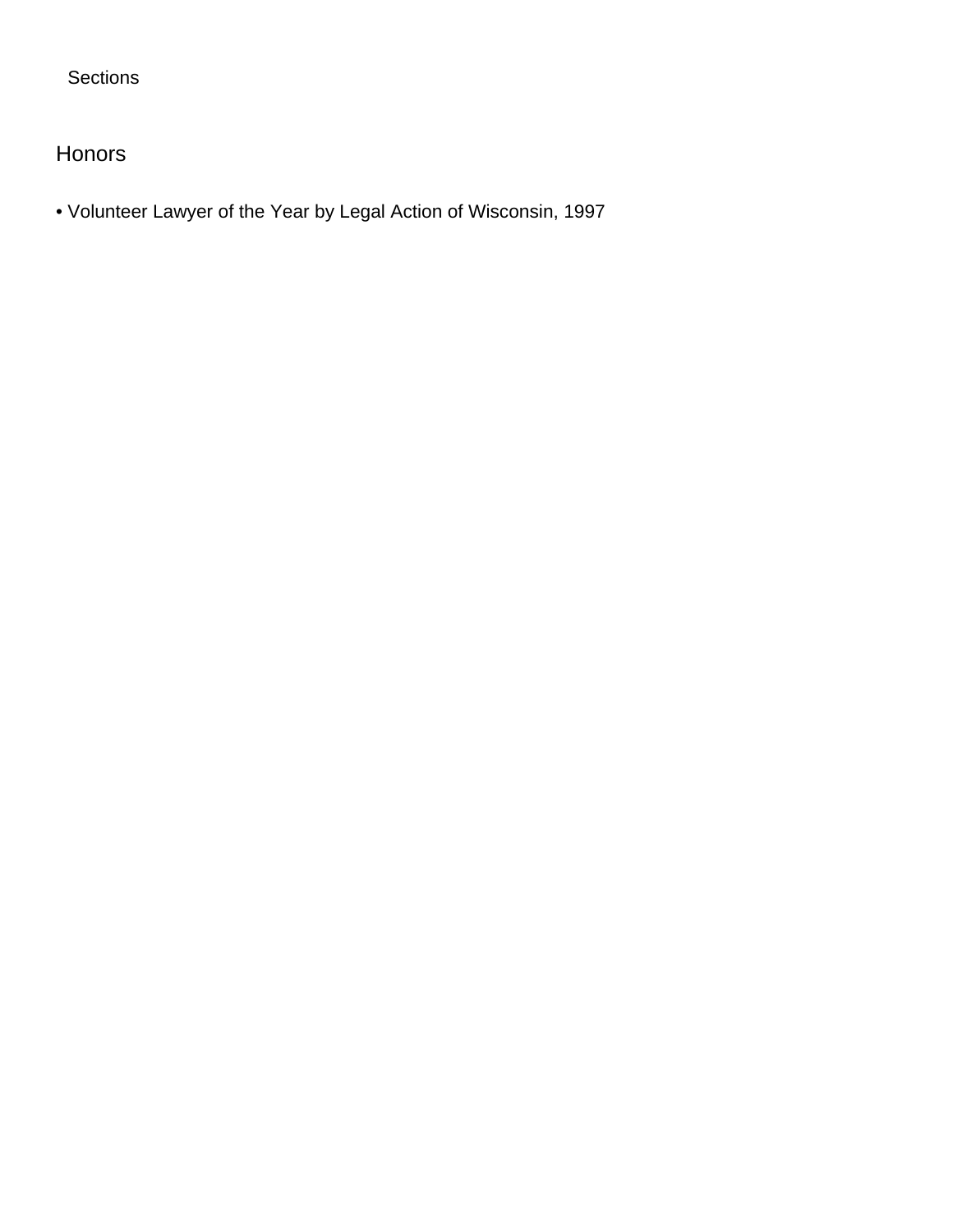Sections

## Honors

- Volunteer Lawyer of the Year by Legal Action of Wisconsin, 1997